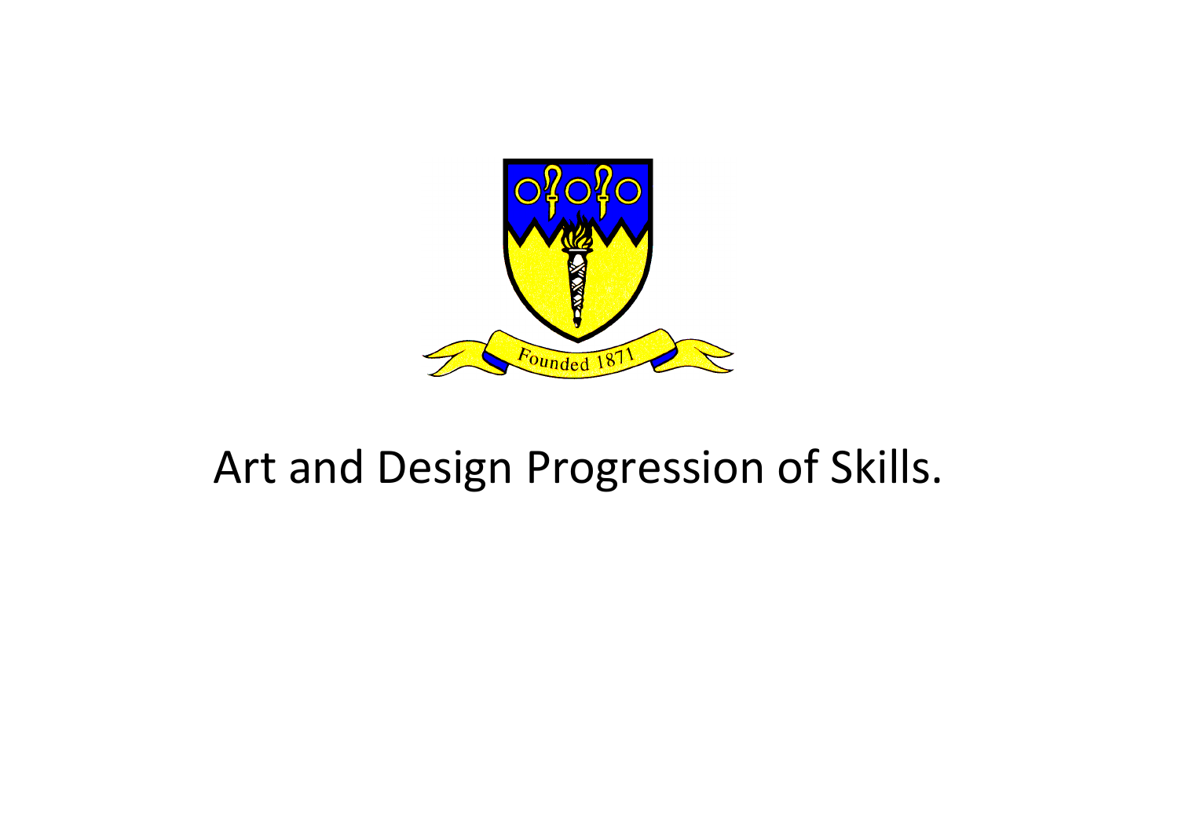Founded 1871

# Art and Design Progression of Skills.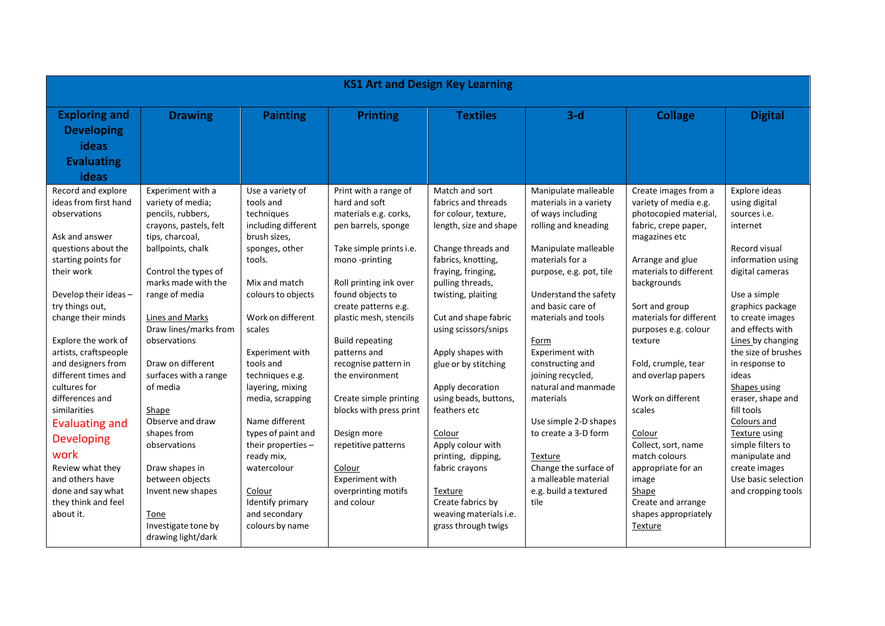| KS1 Art and Design Key Learning | | | | | | | |
|---|---|---|---|---|---|---|---|
| **Exploring and Developing ideas Evaluating ideas** | **Drawing** | **Painting** | **Printing** | **Textiles** | **3-d** | **Collage** | **Digital** |
| Record and explore ideas from first hand observations<br><br>Ask and answer questions about the starting points for their work<br><br>Develop their ideas – try things out, change their minds<br><br>Explore the work of artists, craftspeople and designers from different times and cultures for differences and similarities<br><br>Evaluating and Developing work<br>Review what they and others have done and say what they think and feel about it. | Experiment with a variety of media; pencils, rubbers, crayons, pastels, felt tips, charcoal, ballpoints, chalk<br><br>Control the types of marks made with the range of media<br><br>Lines and Marks<br>Draw lines/marks from observations<br><br>Draw on different surfaces with a range of media<br><br>Shape<br>Observe and draw shapes from observations<br><br>Draw shapes in between objects<br>Invent new shapes<br><br>Tone<br>Investigate tone by drawing light/dark | Use a variety of tools and techniques including different brush sizes, sponges, other tools.<br><br>Mix and match colours to objects<br><br>Work on different scales<br><br>Experiment with tools and techniques e.g. layering, mixing media, scrapping<br><br>Name different types of paint and their properties – ready mix, watercolour<br><br>Colour<br>Identify primary and secondary colours by name | Print with a range of hard and soft materials e.g. corks, pen barrels, sponge<br><br>Take simple prints i.e. mono -printing<br><br>Roll printing ink over found objects to create patterns e.g. plastic mesh, stencils<br><br>Build repeating patterns and recognise pattern in the environment<br><br>Create simple printing blocks with press print<br><br>Design more repetitive patterns<br><br>Colour<br>Experiment with overprinting motifs and colour | Match and sort fabrics and threads for colour, texture, length, size and shape<br><br>Change threads and fabrics, knotting, fraying, fringing, pulling threads, twisting, plaiting<br><br>Cut and shape fabric using scissors/snips<br><br>Apply shapes with glue or by stitching<br><br>Apply decoration using beads, buttons, feathers etc<br><br>Colour<br>Apply colour with printing, dipping, fabric crayons<br><br>Texture<br>Create fabrics by weaving materials i.e. grass through twigs | Manipulate malleable materials in a variety of ways including rolling and kneading<br><br>Manipulate malleable materials for a purpose, e.g. pot, tile<br><br>Understand the safety and basic care of materials and tools<br><br>Form<br>Experiment with constructing and joining recycled, natural and manmade materials<br><br>Use simple 2-D shapes to create a 3-D form<br><br>Texture<br>Change the surface of a malleable material e.g. build a textured tile | Create images from a variety of media e.g. photocopied material, fabric, crepe paper, magazines etc<br><br>Arrange and glue materials to different backgrounds<br><br>Sort and group materials for different purposes e.g. colour texture<br><br>Fold, crumple, tear and overlap papers<br><br>Work on different scales<br><br>Colour<br>Collect, sort, name match colours appropriate for an image<br>Shape<br>Create and arrange shapes appropriately<br>Texture | Explore ideas using digital sources i.e. internet<br><br>Record visual information using digital cameras<br><br>Use a simple graphics package to create images and effects with Lines by changing the size of brushes in response to ideas<br>Shapes using eraser, shape and fill tools<br>Colours and Texture using simple filters to manipulate and create images<br>Use basic selection and cropping tools |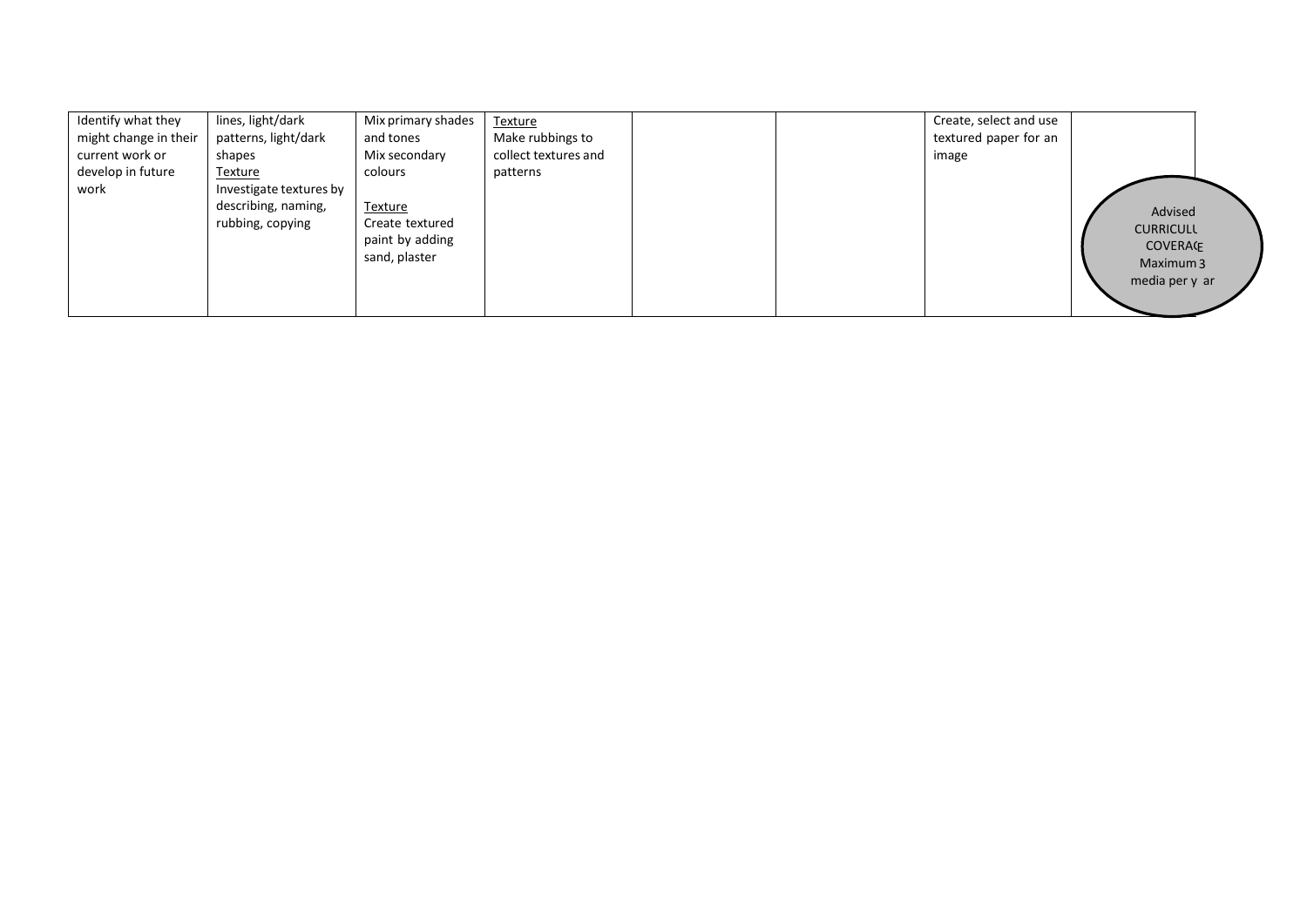| | | | | | | | |
|---|---|---|---|---|---|---|---|
| Identify what they might change in their current work or develop in future work | lines, light/dark patterns, light/dark shapes<br>Texture<br>Investigate textures by describing, naming, rubbing, copying | Mix primary shades and tones<br>Mix secondary colours<br><br>Texture<br>Create textured paint by adding sand, plaster | Texture<br>Make rubbings to collect textures and patterns | | | Create, select and use textured paper for an image | |

Advised CURRICULUM COVERAGE Maximum 3 media per year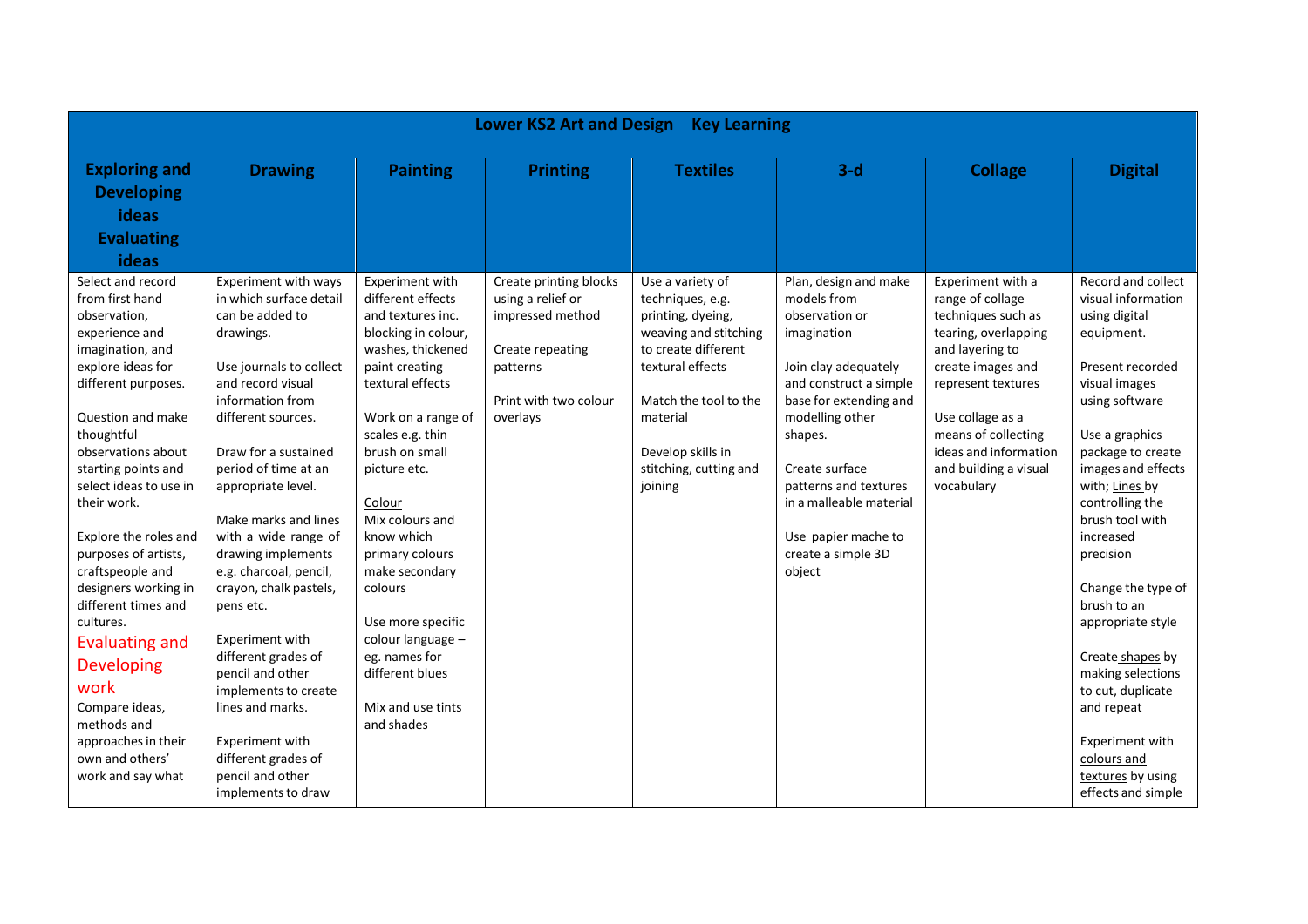| Lower KS2 Art and Design Key Learning | | | | | | | |
|---|---|---|---|---|---|---|---|
| **Exploring and Developing ideas Evaluating ideas** | **Drawing** | **Painting** | **Printing** | **Textiles** | **3-d** | **Collage** | **Digital** |
| Select and record from first hand observation, experience and imagination, and explore ideas for different purposes.<br><br>Question and make thoughtful observations about starting points and select ideas to use in their work.<br><br>Explore the roles and purposes of artists, craftspeople and designers working in different times and cultures.<br><br>Evaluating and Developing work<br>Compare ideas, methods and approaches in their own and others' work and say what | Experiment with ways in which surface detail can be added to drawings.<br><br>Use journals to collect and record visual information from different sources.<br><br>Draw for a sustained period of time at an appropriate level.<br><br>Make marks and lines with a wide range of drawing implements e.g. charcoal, pencil, crayon, chalk pastels, pens etc.<br><br>Experiment with different grades of pencil and other implements to create lines and marks.<br><br>Experiment with different grades of pencil and other implements to draw | Experiment with different effects and textures inc. blocking in colour, washes, thickened paint creating textural effects<br><br>Work on a range of scales e.g. thin brush on small picture etc.<br><br>Colour<br>Mix colours and know which primary colours make secondary colours<br><br>Use more specific colour language – eg. names for different blues<br><br>Mix and use tints and shades | Create printing blocks using a relief or impressed method<br><br>Create repeating patterns<br><br>Print with two colour overlays | Use a variety of techniques, e.g. printing, dyeing, weaving and stitching to create different textural effects<br><br>Match the tool to the material<br><br>Develop skills in stitching, cutting and joining | Plan, design and make models from observation or imagination<br><br>Join clay adequately and construct a simple base for extending and modelling other shapes.<br><br>Create surface patterns and textures in a malleable material<br><br>Use papier mache to create a simple 3D object | Experiment with a range of collage techniques such as tearing, overlapping and layering to create images and represent textures<br><br>Use collage as a means of collecting ideas and information and building a visual vocabulary | Record and collect visual information using digital equipment.<br><br>Present recorded visual images using software<br><br>Use a graphics package to create images and effects with; Lines by controlling the brush tool with increased precision<br><br>Change the type of brush to an appropriate style<br><br>Create shapes by making selections to cut, duplicate and repeat<br><br>Experiment with colours and textures by using effects and simple |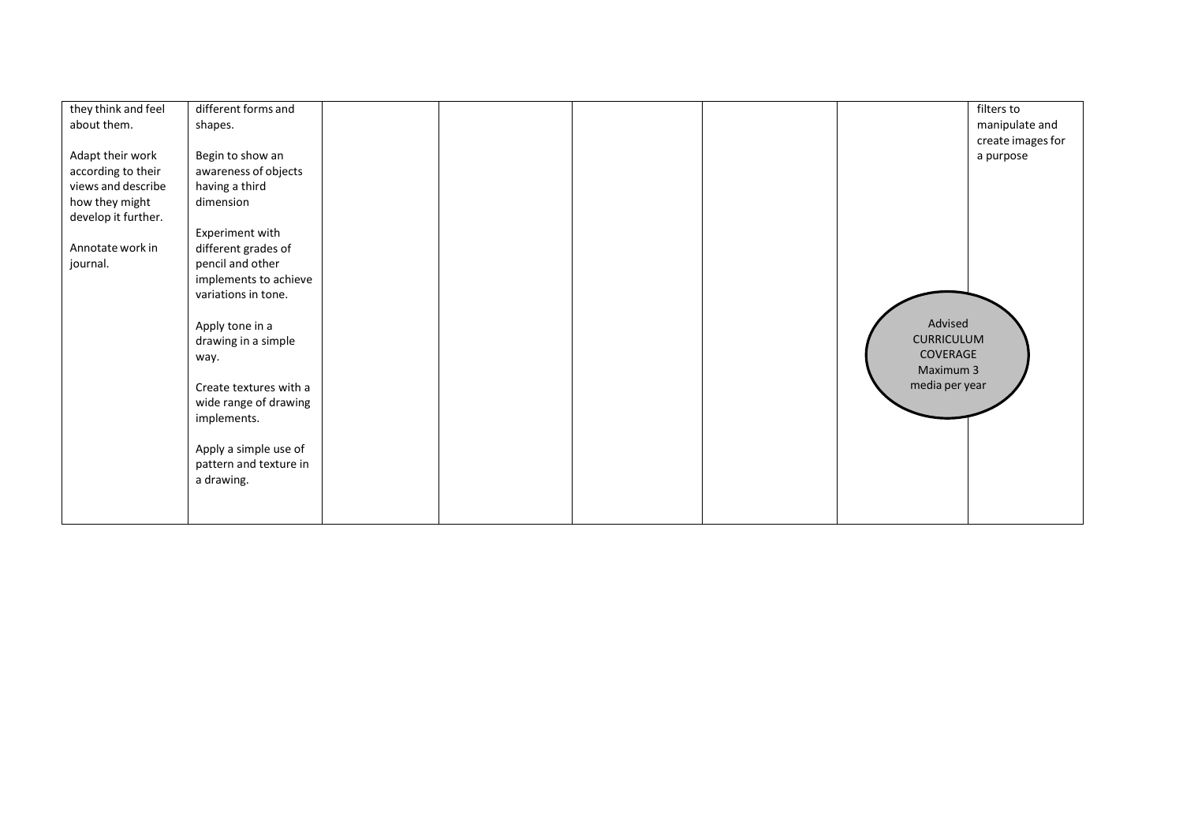| | | | | | | | |
|---|---|---|---|---|---|---|---|
| they think and feel about them.<br><br>Adapt their work according to their views and describe how they might develop it further.<br><br>Annotate work in journal. | different forms and shapes.<br><br>Begin to show an awareness of objects having a third dimension<br><br>Experiment with different grades of pencil and other implements to achieve variations in tone.<br><br>Apply tone in a drawing in a simple way.<br><br>Create textures with a wide range of drawing implements.<br><br>Apply a simple use of pattern and texture in a drawing. | | | | | | filters to manipulate and create images for a purpose |

Advised CURRICULUM COVERAGE Maximum 3 media per year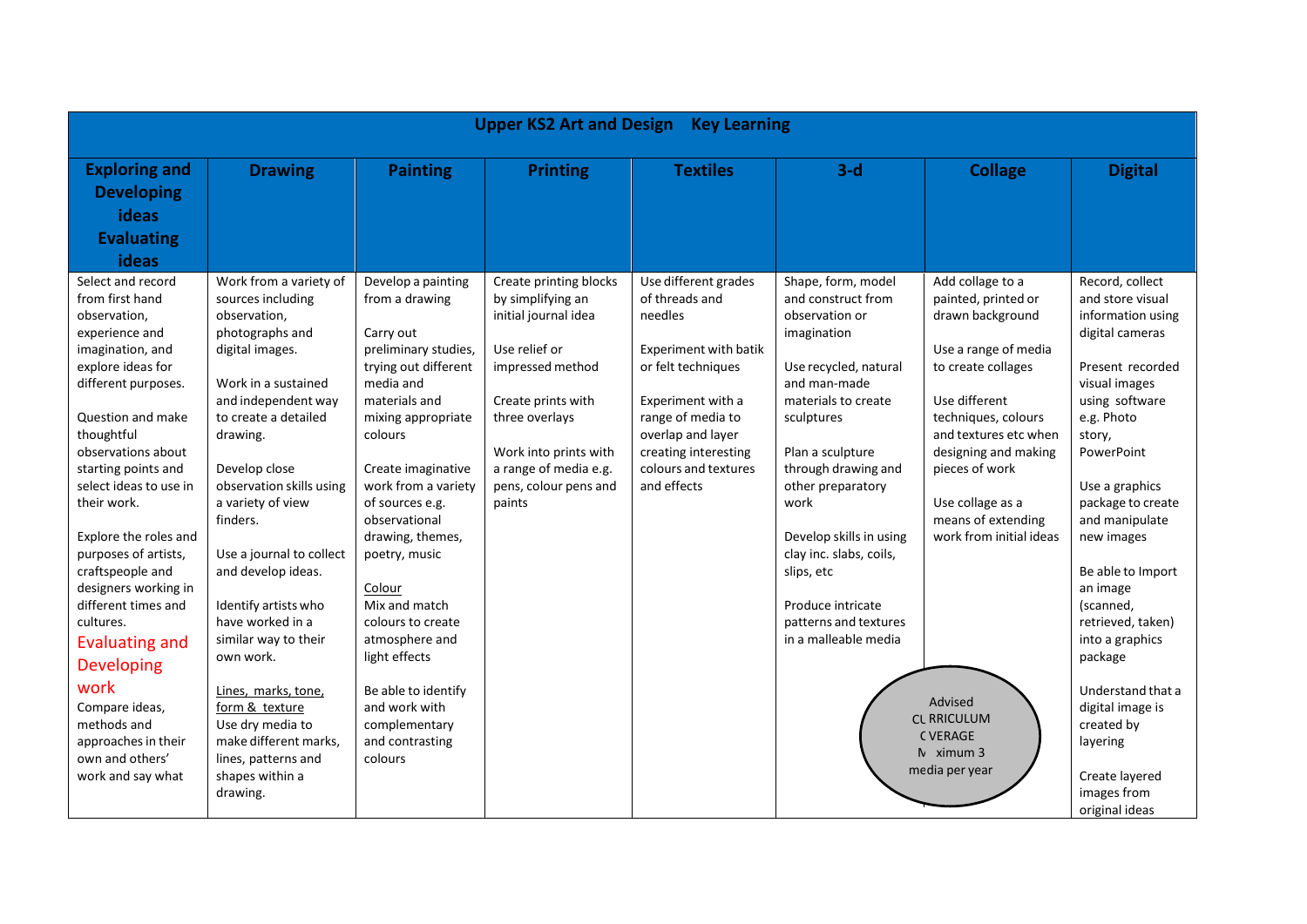| Upper KS2 Art and Design Key Learning | | | | | | | |
|---|---|---|---|---|---|---|---|
| **Exploring and Developing ideas Evaluating ideas** | **Drawing** | **Painting** | **Printing** | **Textiles** | **3-d** | **Collage** | **Digital** |
| Select and record from first hand observation, experience and imagination, and explore ideas for different purposes.<br><br>Question and make thoughtful observations about starting points and select ideas to use in their work.<br><br>Explore the roles and purposes of artists, craftspeople and designers working in different times and cultures.<br><br>Evaluating and Developing work<br>Compare ideas, methods and approaches in their own and others' work and say what | Work from a variety of sources including observation, photographs and digital images.<br><br>Work in a sustained and independent way to create a detailed drawing.<br><br>Develop close observation skills using a variety of view finders.<br><br>Use a journal to collect and develop ideas.<br><br>Identify artists who have worked in a similar way to their own work.<br><br><u>Lines, marks, tone, form & texture</u><br>Use dry media to make different marks, lines, patterns and shapes within a drawing. | Develop a painting from a drawing<br><br>Carry out preliminary studies, trying out different media and materials and mixing appropriate colours<br><br>Create imaginative work from a variety of sources e.g. observational drawing, themes, poetry, music<br><br><u>Colour</u><br>Mix and match colours to create atmosphere and light effects<br><br>Be able to identify and work with complementary and contrasting colours | Create printing blocks by simplifying an initial journal idea<br><br>Use relief or impressed method<br><br>Create prints with three overlays<br><br>Work into prints with a range of media e.g. pens, colour pens and paints | Use different grades of threads and needles<br><br>Experiment with batik or felt techniques<br><br>Experiment with a range of media to overlap and layer creating interesting colours and textures and effects | Shape, form, model and construct from observation or imagination<br><br>Use recycled, natural and man-made materials to create sculptures<br><br>Plan a sculpture through drawing and other preparatory work<br><br>Develop skills in using clay inc. slabs, coils, slips, etc<br><br>Produce intricate patterns and textures in a malleable media | Add collage to a painted, printed or drawn background<br><br>Use a range of media to create collages<br><br>Use different techniques, colours and textures etc when designing and making pieces of work<br><br>Use collage as a means of extending work from initial ideas | Record, collect and store visual information using digital cameras<br><br>Present recorded visual images using software e.g. Photo story, PowerPoint<br><br>Use a graphics package to create and manipulate new images<br><br>Be able to Import an image (scanned, retrieved, taken) into a graphics package<br><br>Understand that a digital image is created by layering<br><br>Create layered images from original ideas |

Advised CURRICULUM COVERAGE Maximum 3 media per year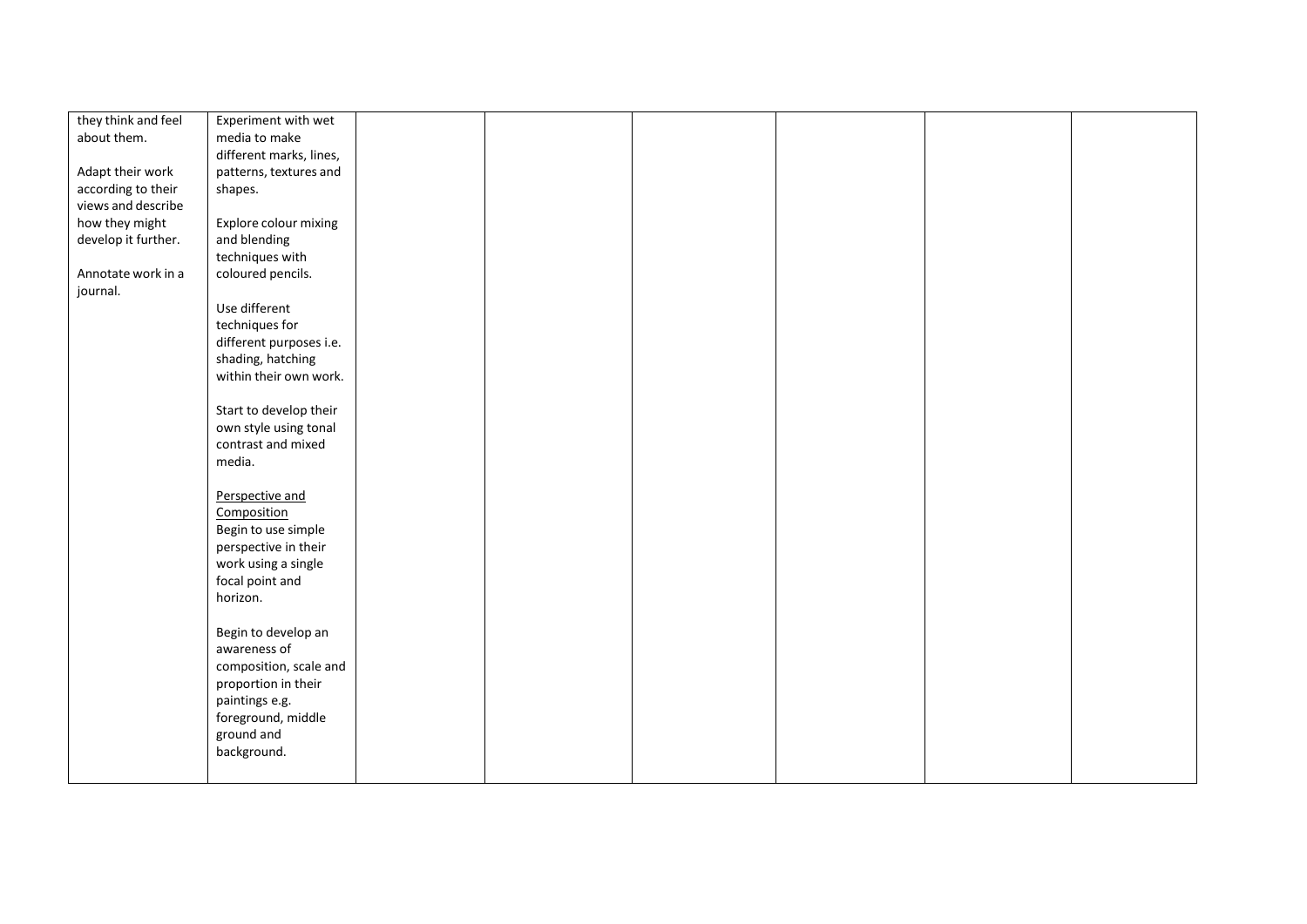| | | | | | | | |
|---|---|---|---|---|---|---|---|
| they think and feel about them.<br><br>Adapt their work according to their views and describe how they might develop it further.<br><br>Annotate work in a journal. | Experiment with wet media to make different marks, lines, patterns, textures and shapes.<br><br>Explore colour mixing and blending techniques with coloured pencils.<br><br>Use different techniques for different purposes i.e. shading, hatching within their own work.<br><br>Start to develop their own style using tonal contrast and mixed media.<br><br>Perspective and Composition<br>Begin to use simple perspective in their work using a single focal point and horizon.<br><br>Begin to develop an awareness of composition, scale and proportion in their paintings e.g. foreground, middle ground and background. | | | | | | |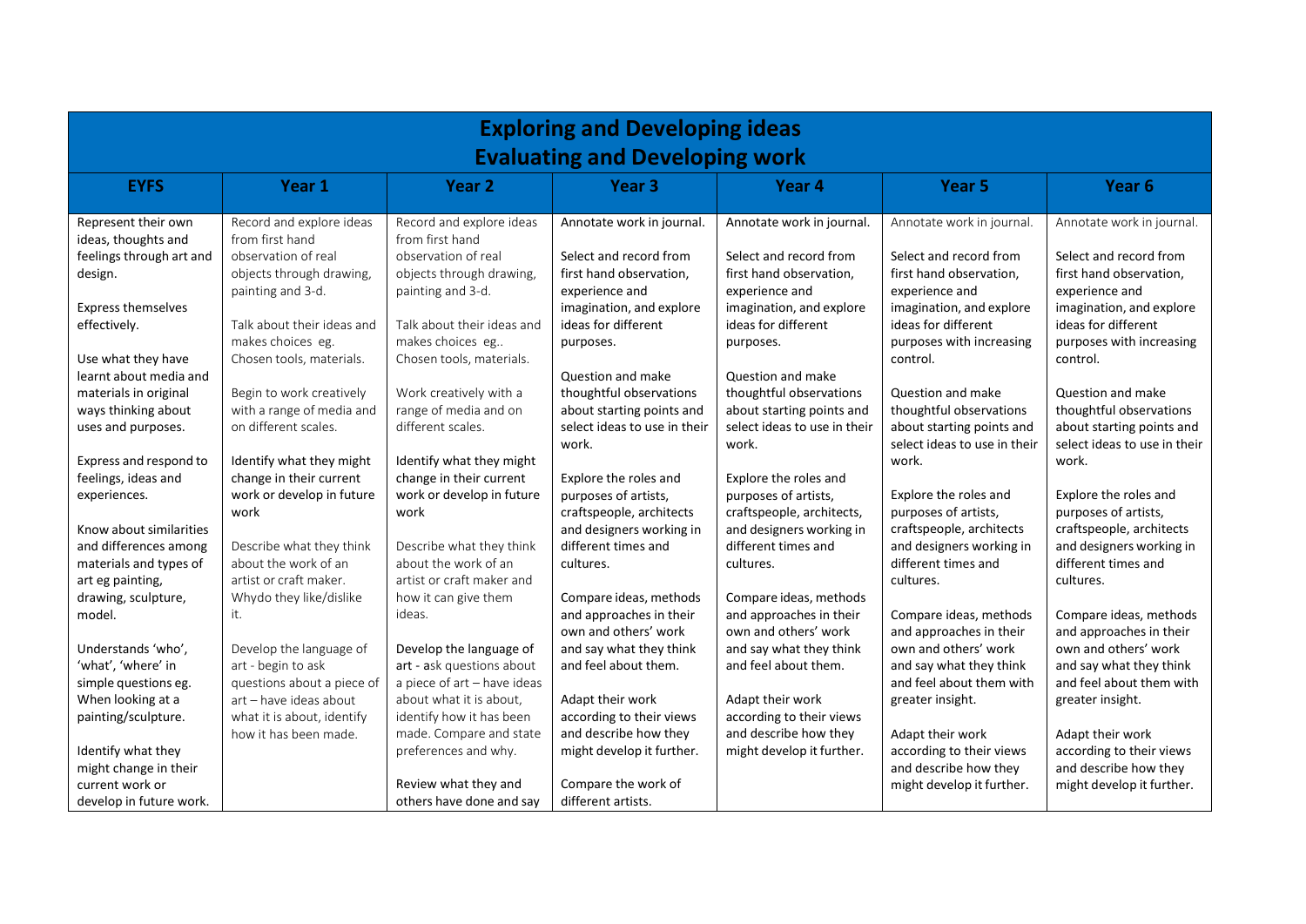| Exploring and Developing ideas<br>Evaluating and Developing work | | | | | | |
|---|---|---|---|---|---|---|
| **EYFS** | **Year 1** | **Year 2** | **Year 3** | **Year 4** | **Year 5** | **Year 6** |
| Represent their own ideas, thoughts and feelings through art and design.<br><br>Express themselves effectively.<br><br>Use what they have learnt about media and materials in original ways thinking about uses and purposes.<br><br>Express and respond to feelings, ideas and experiences.<br><br>Know about similarities and differences among materials and types of art eg painting, drawing, sculpture, model.<br><br>Understands 'who', 'what', 'where' in simple questions eg. When looking at a painting/sculpture.<br><br>Identify what they might change in their current work or develop in future work. | Record and explore ideas from first hand observation of real objects through drawing, painting and 3-d.<br><br>Talk about their ideas and makes choices eg. Chosen tools, materials.<br><br>Begin to work creatively with a range of media and on different scales.<br><br>Identify what they might change in their current work or develop in future work<br><br>Describe what they think about the work of an artist or craft maker. Whydo they like/dislike it.<br><br>Develop the language of art - begin to ask questions about a piece of art – have ideas about what it is about, identify how it has been made. | Record and explore ideas from first hand observation of real objects through drawing, painting and 3-d.<br><br>Talk about their ideas and makes choices eg.. Chosen tools, materials.<br><br>Work creatively with a range of media and on different scales.<br><br>Identify what they might change in their current work or develop in future work<br><br>Describe what they think about the work of an artist or craft maker and how it can give them ideas.<br><br>Develop the language of art - ask questions about a piece of art – have ideas about what it is about, identify how it has been made. Compare and state preferences and why.<br><br>Review what they and others have done and say | Annotate work in journal.<br><br>Select and record from first hand observation, experience and imagination, and explore ideas for different purposes.<br><br>Question and make thoughtful observations about starting points and select ideas to use in their work.<br><br>Explore the roles and purposes of artists, craftspeople, architects and designers working in different times and cultures.<br><br>Compare ideas, methods and approaches in their own and others' work and say what they think and feel about them.<br><br>Adapt their work according to their views and describe how they might develop it further.<br><br>Compare the work of different artists. | Annotate work in journal.<br><br>Select and record from first hand observation, experience and imagination, and explore ideas for different purposes.<br><br>Question and make thoughtful observations about starting points and select ideas to use in their work.<br><br>Explore the roles and purposes of artists, craftspeople, architects, and designers working in different times and cultures.<br><br>Compare ideas, methods and approaches in their own and others' work and say what they think and feel about them.<br><br>Adapt their work according to their views and describe how they might develop it further. | Annotate work in journal.<br><br>Select and record from first hand observation, experience and imagination, and explore ideas for different purposes with increasing control.<br><br>Question and make thoughtful observations about starting points and select ideas to use in their work.<br><br>Explore the roles and purposes of artists, craftspeople, architects and designers working in different times and cultures.<br><br>Compare ideas, methods and approaches in their own and others' work and say what they think and feel about them with greater insight.<br><br>Adapt their work according to their views and describe how they might develop it further. | Annotate work in journal.<br><br>Select and record from first hand observation, experience and imagination, and explore ideas for different purposes with increasing control.<br><br>Question and make thoughtful observations about starting points and select ideas to use in their work.<br><br>Explore the roles and purposes of artists, craftspeople, architects and designers working in different times and cultures.<br><br>Compare ideas, methods and approaches in their own and others' work and say what they think and feel about them with greater insight.<br><br>Adapt their work according to their views and describe how they might develop it further. |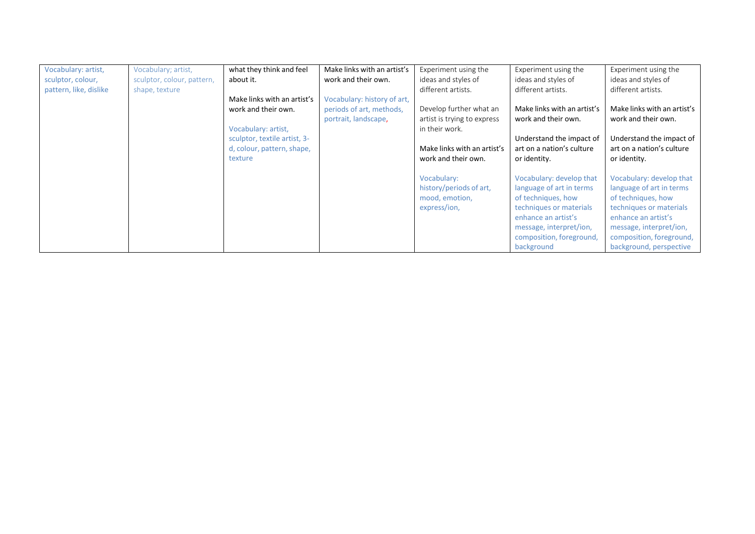| | | | | | | |
|---|---|---|---|---|---|---|
| Vocabulary: artist, sculptor, colour, pattern, like, dislike | Vocabulary; artist, sculptor, colour, pattern, shape, texture | what they think and feel about it.<br><br>Make links with an artist's work and their own.<br><br>Vocabulary: artist, sculptor, textile artist, 3-d, colour, pattern, shape, texture | Make links with an artist's work and their own.<br><br>Vocabulary: history of art, periods of art, methods, portrait, landscape, | Experiment using the ideas and styles of different artists.<br><br>Develop further what an artist is trying to express in their work.<br><br>Make links with an artist's work and their own.<br><br>Vocabulary: history/periods of art, mood, emotion, express/ion, | Experiment using the ideas and styles of different artists.<br><br>Make links with an artist's work and their own.<br><br>Understand the impact of art on a nation's culture or identity.<br><br>Vocabulary: develop that language of art in terms of techniques, how techniques or materials enhance an artist's message, interpret/ion, composition, foreground, background | Experiment using the ideas and styles of different artists.<br><br>Make links with an artist's work and their own.<br><br>Understand the impact of art on a nation's culture or identity.<br><br>Vocabulary: develop that language of art in terms of techniques, how techniques or materials enhance an artist's message, interpret/ion, composition, foreground, background, perspective |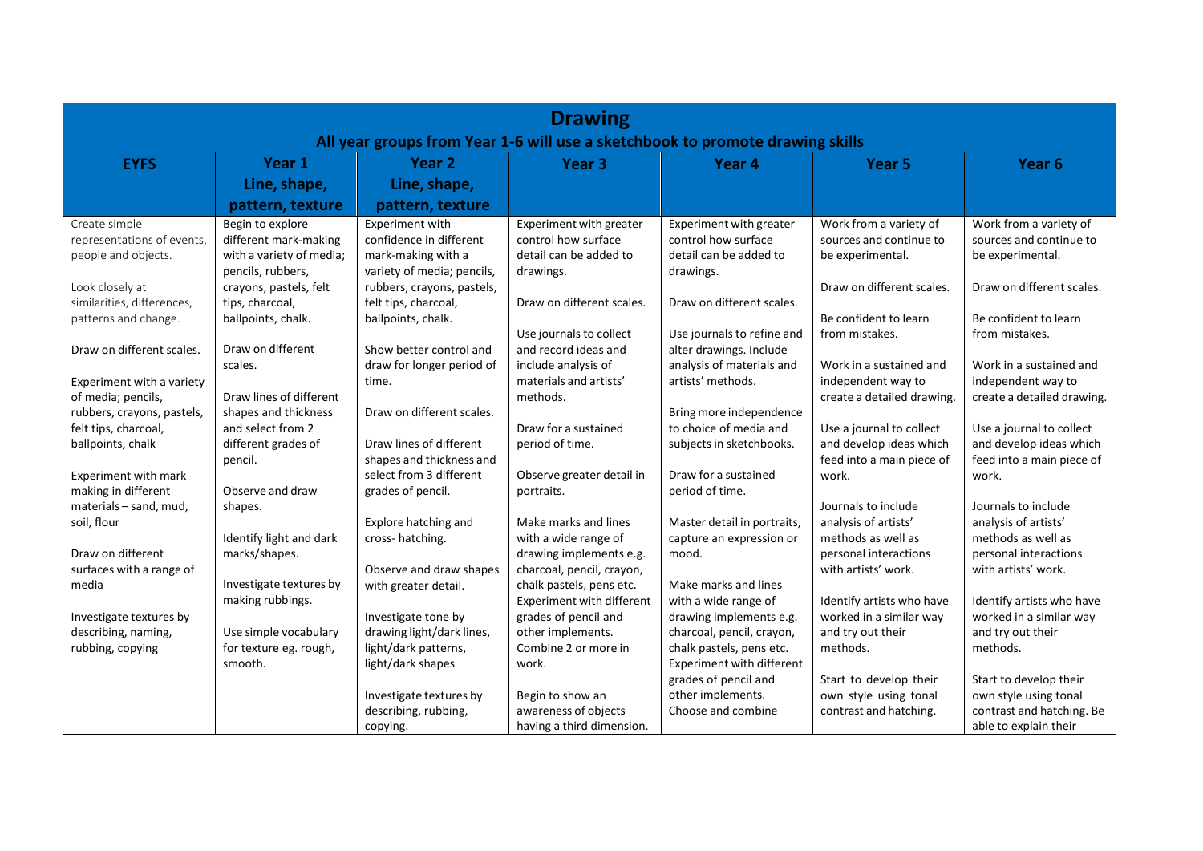# Drawing

## All year groups from Year 1-6 will use a sketchbook to promote drawing skills

| EYFS | Year 1 Line, shape, pattern, texture | Year 2 Line, shape, pattern, texture | Year 3 | Year 4 | Year 5 | Year 6 |
|---|---|---|---|---|---|---|
| Create simple representations of events, people and objects.<br><br>Look closely at similarities, differences, patterns and change.<br><br>Draw on different scales.<br><br>Experiment with a variety of media; pencils, rubbers, crayons, pastels, felt tips, charcoal, ballpoints, chalk<br><br>Experiment with mark making in different materials – sand, mud, soil, flour<br><br>Draw on different surfaces with a range of media<br><br>Investigate textures by describing, naming, rubbing, copying | Begin to explore different mark-making with a variety of media; pencils, rubbers, crayons, pastels, felt tips, charcoal, ballpoints, chalk.<br><br>Draw on different scales.<br><br>Draw lines of different shapes and thickness and select from 2 different grades of pencil.<br><br>Observe and draw shapes.<br><br>Identify light and dark marks/shapes.<br><br>Investigate textures by making rubbings.<br><br>Use simple vocabulary for texture eg. rough, smooth. | Experiment with confidence in different mark-making with a variety of media; pencils, rubbers, crayons, pastels, felt tips, charcoal, ballpoints, chalk.<br><br>Show better control and draw for longer period of time.<br><br>Draw on different scales.<br><br>Draw lines of different shapes and thickness and select from 3 different grades of pencil.<br><br>Explore hatching and cross- hatching.<br><br>Observe and draw shapes with greater detail.<br><br>Investigate tone by drawing light/dark lines, light/dark patterns, light/dark shapes<br><br>Investigate textures by describing, rubbing, copying. | Experiment with greater control how surface detail can be added to drawings.<br><br>Draw on different scales.<br><br>Use journals to collect and record ideas and include analysis of materials and artists' methods.<br><br>Draw for a sustained period of time.<br><br>Observe greater detail in portraits.<br><br>Make marks and lines with a wide range of drawing implements e.g. charcoal, pencil, crayon, chalk pastels, pens etc. Experiment with different grades of pencil and other implements. Combine 2 or more in work.<br><br>Begin to show an awareness of objects having a third dimension. | Experiment with greater control how surface detail can be added to drawings.<br><br>Draw on different scales.<br><br>Use journals to refine and alter drawings. Include analysis of materials and artists' methods.<br><br>Bring more independence to choice of media and subjects in sketchbooks.<br><br>Draw for a sustained period of time.<br><br>Master detail in portraits, capture an expression or mood.<br><br>Make marks and lines with a wide range of drawing implements e.g. charcoal, pencil, crayon, chalk pastels, pens etc. Experiment with different grades of pencil and other implements. Choose and combine | Work from a variety of sources and continue to be experimental.<br><br>Draw on different scales.<br><br>Be confident to learn from mistakes.<br><br>Work in a sustained and independent way to create a detailed drawing.<br><br>Use a journal to collect and develop ideas which feed into a main piece of work.<br><br>Journals to include analysis of artists' methods as well as personal interactions with artists' work.<br><br>Identify artists who have worked in a similar way and try out their methods.<br><br>Start to develop their own style using tonal contrast and hatching. | Work from a variety of sources and continue to be experimental.<br><br>Draw on different scales.<br><br>Be confident to learn from mistakes.<br><br>Work in a sustained and independent way to create a detailed drawing.<br><br>Use a journal to collect and develop ideas which feed into a main piece of work.<br><br>Journals to include analysis of artists' methods as well as personal interactions with artists' work.<br><br>Identify artists who have worked in a similar way and try out their methods.<br><br>Start to develop their own style using tonal contrast and hatching. Be able to explain their |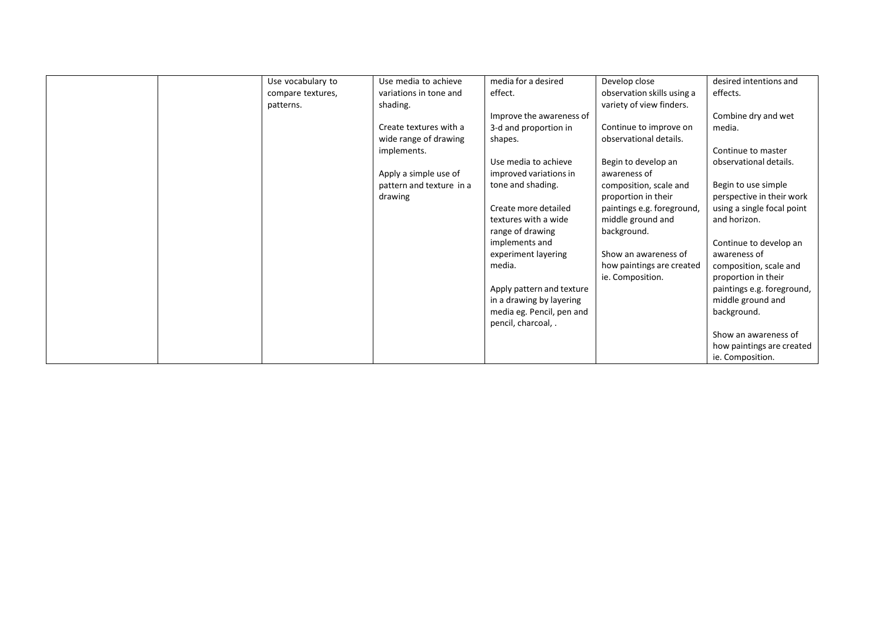| | | | | | | |
|---|---|---|---|---|---|---|
| | | Use vocabulary to compare textures, patterns. | Use media to achieve variations in tone and shading.<br><br>Create textures with a wide range of drawing implements.<br><br>Apply a simple use of pattern and texture in a drawing | media for a desired effect.<br><br>Improve the awareness of 3-d and proportion in shapes.<br><br>Use media to achieve improved variations in tone and shading.<br><br>Create more detailed textures with a wide range of drawing implements and experiment layering media.<br><br>Apply pattern and texture in a drawing by layering media eg. Pencil, pen and pencil, charcoal, . | Develop close observation skills using a variety of view finders.<br><br>Continue to improve on observational details.<br><br>Begin to develop an awareness of composition, scale and proportion in their paintings e.g. foreground, middle ground and background.<br><br>Show an awareness of how paintings are created ie. Composition. | desired intentions and effects.<br><br>Combine dry and wet media.<br><br>Continue to master observational details.<br><br>Begin to use simple perspective in their work using a single focal point and horizon.<br><br>Continue to develop an awareness of composition, scale and proportion in their paintings e.g. foreground, middle ground and background.<br><br>Show an awareness of how paintings are created ie. Composition. |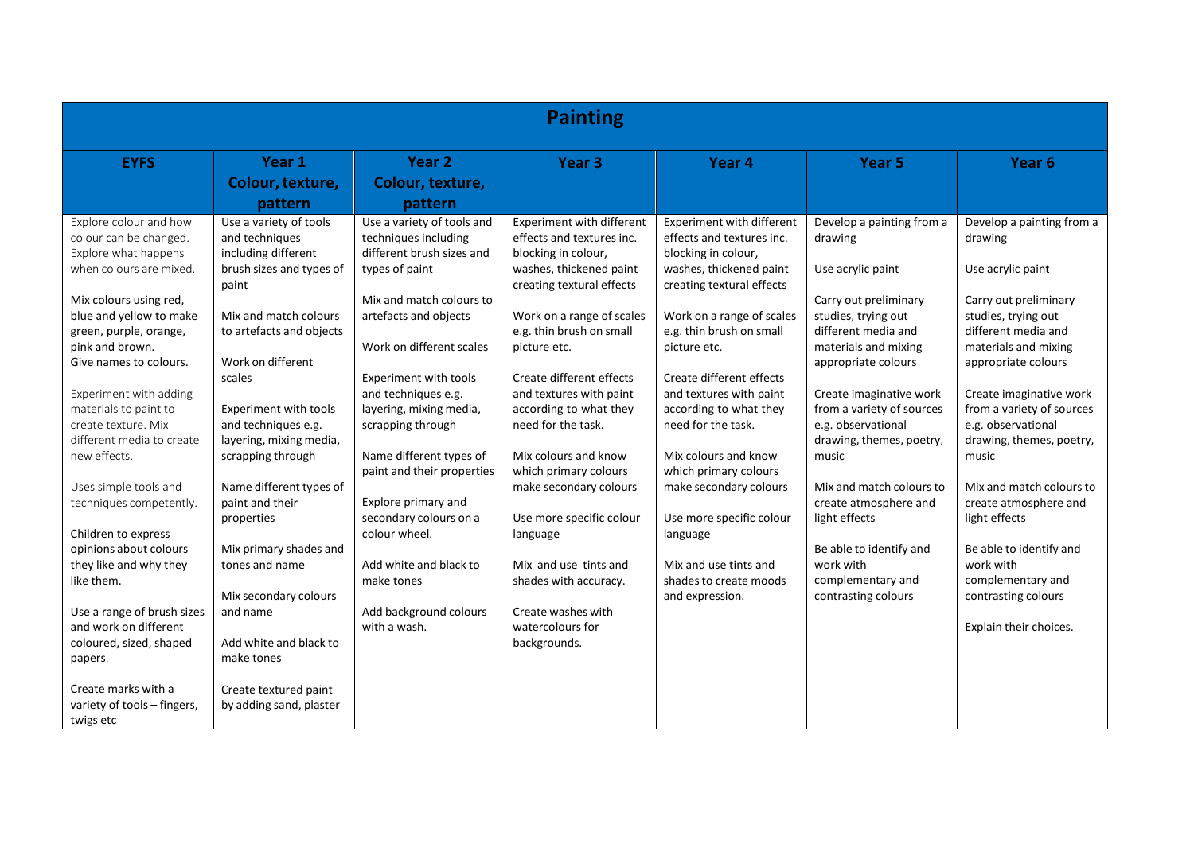| Painting | | | | | | |
|---|---|---|---|---|---|---|
| **EYFS** | **Year 1 Colour, texture, pattern** | **Year 2 Colour, texture, pattern** | **Year 3** | **Year 4** | **Year 5** | **Year 6** |
| Explore colour and how colour can be changed. Explore what happens when colours are mixed.<br><br>Mix colours using red, blue and yellow to make green, purple, orange, pink and brown. Give names to colours.<br><br>Experiment with adding materials to paint to create texture. Mix different media to create new effects.<br><br>Uses simple tools and techniques competently.<br><br>Children to express opinions about colours they like and why they like them.<br><br>Use a range of brush sizes and work on different coloured, sized, shaped papers.<br><br>Create marks with a variety of tools – fingers, twigs etc | Use a variety of tools and techniques including different brush sizes and types of paint<br><br>Mix and match colours to artefacts and objects<br><br>Work on different scales<br><br>Experiment with tools and techniques e.g. layering, mixing media, scrapping through<br><br>Name different types of paint and their properties<br><br>Mix primary shades and tones and name<br><br>Mix secondary colours and name<br><br>Add white and black to make tones<br><br>Create textured paint by adding sand, plaster | Use a variety of tools and techniques including different brush sizes and types of paint<br><br>Mix and match colours to artefacts and objects<br><br>Work on different scales<br><br>Experiment with tools and techniques e.g. layering, mixing media, scrapping through<br><br>Name different types of paint and their properties<br><br>Explore primary and secondary colours on a colour wheel.<br><br>Add white and black to make tones<br><br>Add background colours with a wash. | Experiment with different effects and textures inc. blocking in colour, washes, thickened paint creating textural effects<br><br>Work on a range of scales e.g. thin brush on small picture etc.<br><br>Create different effects and textures with paint according to what they need for the task.<br><br>Mix colours and know which primary colours make secondary colours<br><br>Use more specific colour language<br><br>Mix and use tints and shades with accuracy.<br><br>Create washes with watercolours for backgrounds. | Experiment with different effects and textures inc. blocking in colour, washes, thickened paint creating textural effects<br><br>Work on a range of scales e.g. thin brush on small picture etc.<br><br>Create different effects and textures with paint according to what they need for the task.<br><br>Mix colours and know which primary colours make secondary colours<br><br>Use more specific colour language<br><br>Mix and use tints and shades to create moods and expression. | Develop a painting from a drawing<br><br>Use acrylic paint<br><br>Carry out preliminary studies, trying out different media and materials and mixing appropriate colours<br><br>Create imaginative work from a variety of sources e.g. observational drawing, themes, poetry, music<br><br>Mix and match colours to create atmosphere and light effects<br><br>Be able to identify and work with complementary and contrasting colours | Develop a painting from a drawing<br><br>Use acrylic paint<br><br>Carry out preliminary studies, trying out different media and materials and mixing appropriate colours<br><br>Create imaginative work from a variety of sources e.g. observational drawing, themes, poetry, music<br><br>Mix and match colours to create atmosphere and light effects<br><br>Be able to identify and work with complementary and contrasting colours<br><br>Explain their choices. |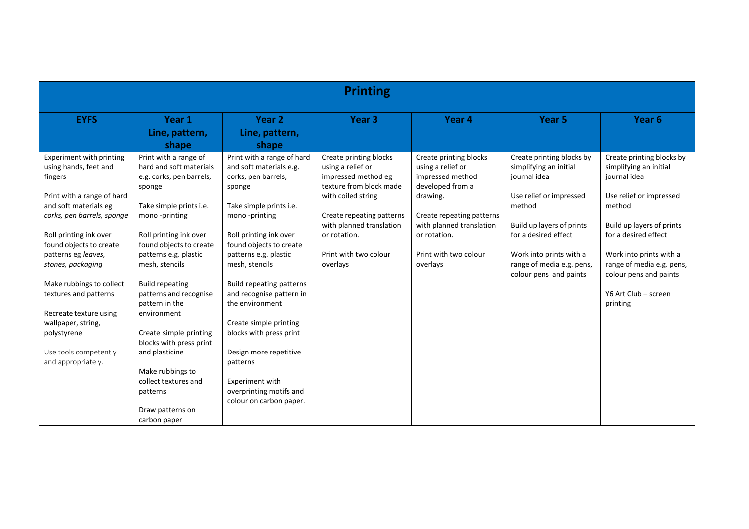# Printing

| EYFS | Year 1<br>Line, pattern, shape | Year 2<br>Line, pattern, shape | Year 3 | Year 4 | Year 5 | Year 6 |
|---|---|---|---|---|---|---|
| Experiment with printing using hands, feet and fingers<br><br>Print with a range of hard and soft materials eg *corks, pen barrels, sponge*<br><br>Roll printing ink over found objects to create patterns eg *leaves, stones, packaging*<br><br>Make rubbings to collect textures and patterns<br><br>Recreate texture using wallpaper, string, polystyrene<br><br>Use tools competently and appropriately. | Print with a range of hard and soft materials e.g. corks, pen barrels, sponge<br><br>Take simple prints i.e. mono -printing<br><br>Roll printing ink over found objects to create patterns e.g. plastic mesh, stencils<br><br>Build repeating patterns and recognise pattern in the environment<br><br>Create simple printing blocks with press print and plasticine<br><br>Make rubbings to collect textures and patterns<br><br>Draw patterns on carbon paper | Print with a range of hard and soft materials e.g. corks, pen barrels, sponge<br><br>Take simple prints i.e. mono -printing<br><br>Roll printing ink over found objects to create patterns e.g. plastic mesh, stencils<br><br>Build repeating patterns and recognise pattern in the environment<br><br>Create simple printing blocks with press print<br><br>Design more repetitive patterns<br><br>Experiment with overprinting motifs and colour on carbon paper. | Create printing blocks using a relief or impressed method eg texture from block made with coiled string<br><br>Create repeating patterns with planned translation or rotation.<br><br>Print with two colour overlays | Create printing blocks using a relief or impressed method developed from a drawing.<br><br>Create repeating patterns with planned translation or rotation.<br><br>Print with two colour overlays | Create printing blocks by simplifying an initial journal idea<br><br>Use relief or impressed method<br><br>Build up layers of prints for a desired effect<br><br>Work into prints with a range of media e.g. pens, colour pens and paints | Create printing blocks by simplifying an initial journal idea<br><br>Use relief or impressed method<br><br>Build up layers of prints for a desired effect<br><br>Work into prints with a range of media e.g. pens, colour pens and paints<br><br>Y6 Art Club – screen printing |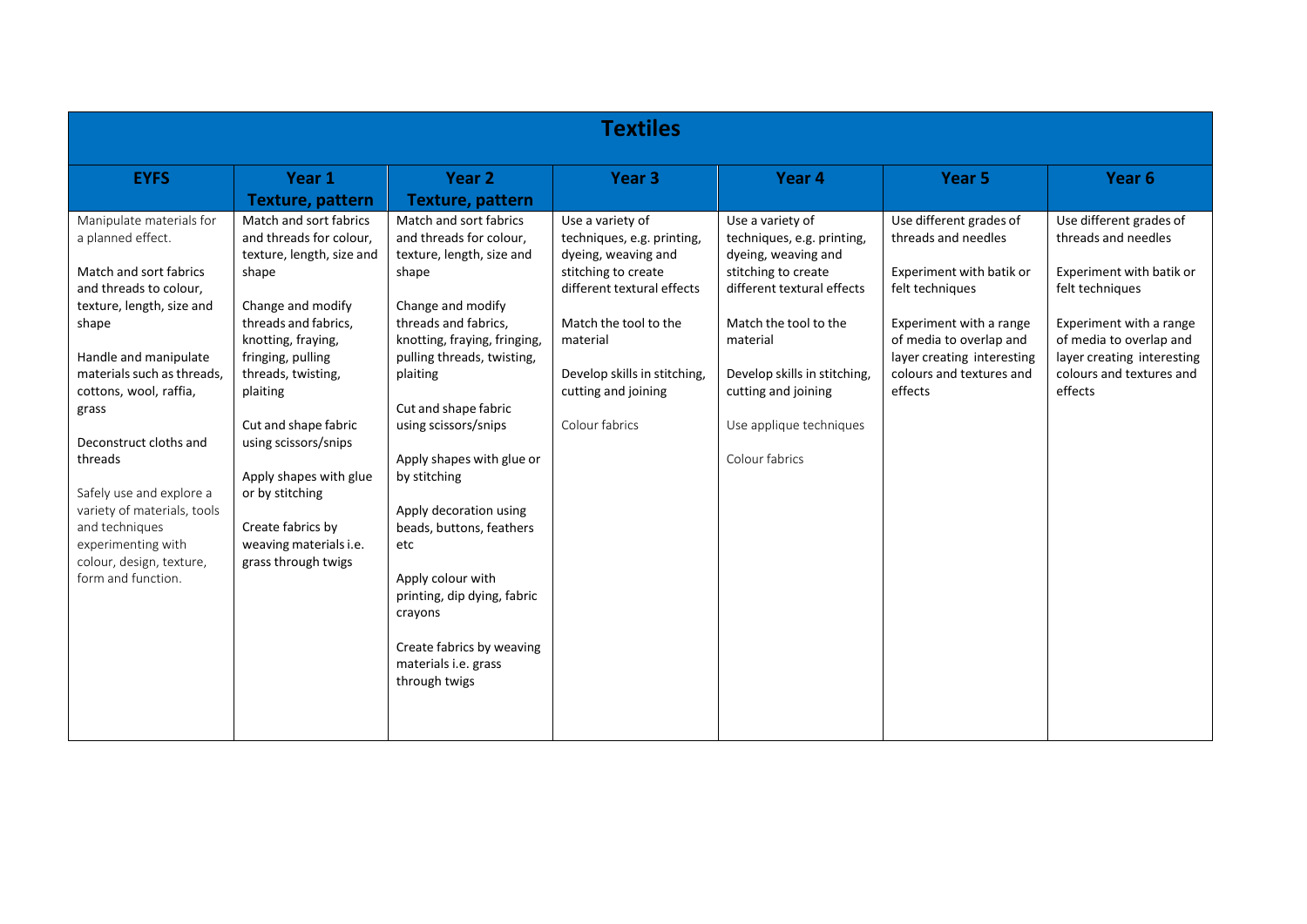# Textiles

| EYFS | Year 1<br>Texture, pattern | Year 2<br>Texture, pattern | Year 3 | Year 4 | Year 5 | Year 6 |
|---|---|---|---|---|---|---|
| Manipulate materials for a planned effect.<br><br>Match and sort fabrics and threads to colour, texture, length, size and shape<br><br>Handle and manipulate materials such as threads, cottons, wool, raffia, grass<br><br>Deconstruct cloths and threads<br><br>Safely use and explore a variety of materials, tools and techniques experimenting with colour, design, texture, form and function. | Match and sort fabrics and threads for colour, texture, length, size and shape<br><br>Change and modify threads and fabrics, knotting, fraying, fringing, pulling threads, twisting, plaiting<br><br>Cut and shape fabric using scissors/snips<br><br>Apply shapes with glue or by stitching<br><br>Create fabrics by weaving materials i.e. grass through twigs | Match and sort fabrics and threads for colour, texture, length, size and shape<br><br>Change and modify threads and fabrics, knotting, fraying, fringing, pulling threads, twisting, plaiting<br><br>Cut and shape fabric using scissors/snips<br><br>Apply shapes with glue or by stitching<br><br>Apply decoration using beads, buttons, feathers etc<br><br>Apply colour with printing, dip dying, fabric crayons<br><br>Create fabrics by weaving materials i.e. grass through twigs | Use a variety of techniques, e.g. printing, dyeing, weaving and stitching to create different textural effects<br><br>Match the tool to the material<br><br>Develop skills in stitching, cutting and joining<br><br>Colour fabrics | Use a variety of techniques, e.g. printing, dyeing, weaving and stitching to create different textural effects<br><br>Match the tool to the material<br><br>Develop skills in stitching, cutting and joining<br><br>Use applique techniques<br><br>Colour fabrics | Use different grades of threads and needles<br><br>Experiment with batik or felt techniques<br><br>Experiment with a range of media to overlap and layer creating interesting colours and textures and effects | Use different grades of threads and needles<br><br>Experiment with batik or felt techniques<br><br>Experiment with a range of media to overlap and layer creating interesting colours and textures and effects |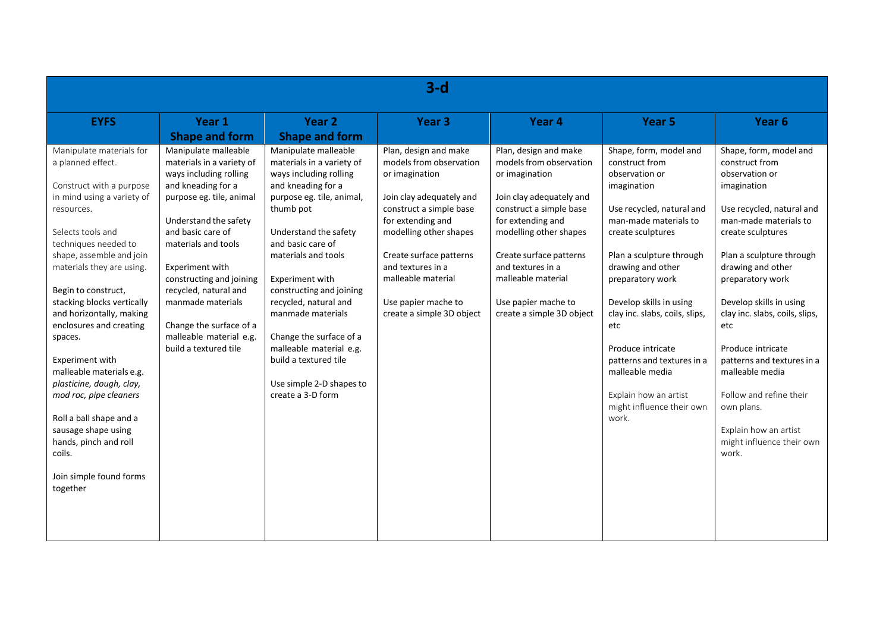| 3-d | | | | | | |
|---|---|---|---|---|---|---|
| **EYFS** | **Year 1 Shape and form** | **Year 2 Shape and form** | **Year 3** | **Year 4** | **Year 5** | **Year 6** |
| Manipulate materials for a planned effect.<br><br>Construct with a purpose in mind using a variety of resources.<br><br>Selects tools and techniques needed to shape, assemble and join materials they are using.<br><br>Begin to construct, stacking blocks vertically and horizontally, making enclosures and creating spaces.<br><br>Experiment with malleable materials e.g. *plasticine, dough, clay, mod roc, pipe cleaners*<br><br>Roll a ball shape and a sausage shape using hands, pinch and roll coils.<br><br>Join simple found forms together | Manipulate malleable materials in a variety of ways including rolling and kneading for a purpose eg. tile, animal<br><br>Understand the safety and basic care of materials and tools<br><br>Experiment with constructing and joining recycled, natural and manmade materials<br><br>Change the surface of a malleable material e.g. build a textured tile | Manipulate malleable materials in a variety of ways including rolling and kneading for a purpose eg. tile, animal, thumb pot<br><br>Understand the safety and basic care of materials and tools<br><br>Experiment with constructing and joining recycled, natural and manmade materials<br><br>Change the surface of a malleable material e.g. build a textured tile<br><br>Use simple 2-D shapes to create a 3-D form | Plan, design and make models from observation or imagination<br><br>Join clay adequately and construct a simple base for extending and modelling other shapes<br><br>Create surface patterns and textures in a malleable material<br><br>Use papier mache to create a simple 3D object | Plan, design and make models from observation or imagination<br><br>Join clay adequately and construct a simple base for extending and modelling other shapes<br><br>Create surface patterns and textures in a malleable material<br><br>Use papier mache to create a simple 3D object | Shape, form, model and construct from observation or imagination<br><br>Use recycled, natural and man-made materials to create sculptures<br><br>Plan a sculpture through drawing and other preparatory work<br><br>Develop skills in using clay inc. slabs, coils, slips, etc<br><br>Produce intricate patterns and textures in a malleable media<br><br>Explain how an artist might influence their own work. | Shape, form, model and construct from observation or imagination<br><br>Use recycled, natural and man-made materials to create sculptures<br><br>Plan a sculpture through drawing and other preparatory work<br><br>Develop skills in using clay inc. slabs, coils, slips, etc<br><br>Produce intricate patterns and textures in a malleable media<br><br>Follow and refine their own plans.<br><br>Explain how an artist might influence their own work. |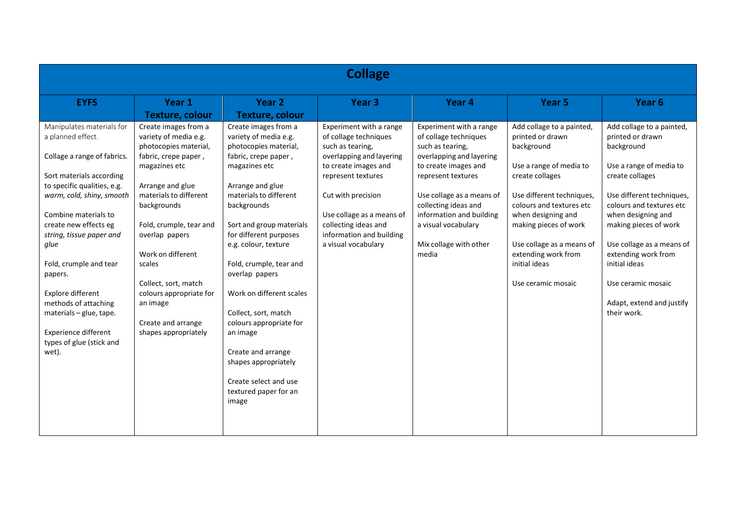| Collage | | | | | | |
|---|---|---|---|---|---|---|
| **EYFS** | **Year 1 Texture, colour** | **Year 2 Texture, colour** | **Year 3** | **Year 4** | **Year 5** | **Year 6** |
| Manipulates materials for a planned effect.<br><br>Collage a range of fabrics.<br><br>Sort materials according to specific qualities, e.g. *warm, cold, shiny, smooth*<br><br>Combine materials to create new effects eg *string, tissue paper and glue*<br><br>Fold, crumple and tear papers.<br><br>Explore different methods of attaching materials – glue, tape.<br><br>Experience different types of glue (stick and wet). | Create images from a variety of media e.g. photocopies material, fabric, crepe paper , magazines etc<br><br>Arrange and glue materials to different backgrounds<br><br>Fold, crumple, tear and overlap papers<br><br>Work on different scales<br><br>Collect, sort, match colours appropriate for an image<br><br>Create and arrange shapes appropriately | Create images from a variety of media e.g. photocopies material, fabric, crepe paper , magazines etc<br><br>Arrange and glue materials to different backgrounds<br><br>Sort and group materials for different purposes e.g. colour, texture<br><br>Fold, crumple, tear and overlap papers<br><br>Work on different scales<br><br>Collect, sort, match colours appropriate for an image<br><br>Create and arrange shapes appropriately<br><br>Create select and use textured paper for an image | Experiment with a range of collage techniques such as tearing, overlapping and layering to create images and represent textures<br><br>Cut with precision<br><br>Use collage as a means of collecting ideas and information and building a visual vocabulary | Experiment with a range of collage techniques such as tearing, overlapping and layering to create images and represent textures<br><br>Use collage as a means of collecting ideas and information and building a visual vocabulary<br><br>Mix collage with other media | Add collage to a painted, printed or drawn background<br><br>Use a range of media to create collages<br><br>Use different techniques, colours and textures etc when designing and making pieces of work<br><br>Use collage as a means of extending work from initial ideas<br><br>Use ceramic mosaic | Add collage to a painted, printed or drawn background<br><br>Use a range of media to create collages<br><br>Use different techniques, colours and textures etc when designing and making pieces of work<br><br>Use collage as a means of extending work from initial ideas<br><br>Use ceramic mosaic<br><br>Adapt, extend and justify their work. |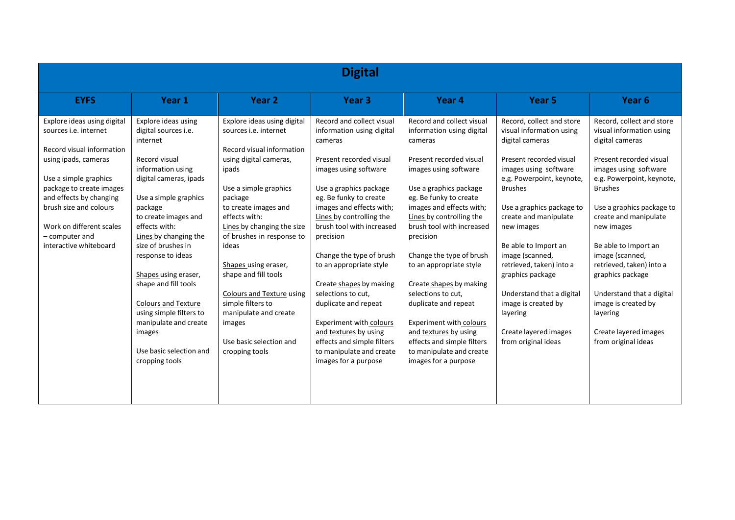| Digital | | | | | | |
|---|---|---|---|---|---|---|
| **EYFS** | **Year 1** | **Year 2** | **Year 3** | **Year 4** | **Year 5** | **Year 6** |
| Explore ideas using digital sources i.e. internet<br><br>Record visual information using ipads, cameras<br><br>Use a simple graphics package to create images and effects by changing brush size and colours<br><br>Work on different scales – computer and interactive whiteboard | Explore ideas using digital sources i.e. internet<br><br>Record visual information using digital cameras, ipads<br><br>Use a simple graphics package to create images and effects with:<br>Lines by changing the size of brushes in response to ideas<br><br>Shapes using eraser, shape and fill tools<br><br>Colours and Texture using simple filters to manipulate and create images<br><br>Use basic selection and cropping tools | Explore ideas using digital sources i.e. internet<br><br>Record visual information using digital cameras, ipads<br><br>Use a simple graphics package to create images and effects with:<br>Lines by changing the size of brushes in response to ideas<br><br>Shapes using eraser, shape and fill tools<br><br>Colours and Texture using simple filters to manipulate and create images<br><br>Use basic selection and cropping tools | Record and collect visual information using digital cameras<br><br>Present recorded visual images using software<br><br>Use a graphics package eg. Be funky to create images and effects with;<br>Lines by controlling the brush tool with increased precision<br><br>Change the type of brush to an appropriate style<br><br>Create shapes by making selections to cut, duplicate and repeat<br><br>Experiment with colours and textures by using effects and simple filters to manipulate and create images for a purpose | Record and collect visual information using digital cameras<br><br>Present recorded visual images using software<br><br>Use a graphics package eg. Be funky to create images and effects with;<br>Lines by controlling the brush tool with increased precision<br><br>Change the type of brush to an appropriate style<br><br>Create shapes by making selections to cut, duplicate and repeat<br><br>Experiment with colours and textures by using effects and simple filters to manipulate and create images for a purpose | Record, collect and store visual information using digital cameras<br><br>Present recorded visual images using software e.g. Powerpoint, keynote, Brushes<br><br>Use a graphics package to create and manipulate new images<br><br>Be able to Import an image (scanned, retrieved, taken) into a graphics package<br><br>Understand that a digital image is created by layering<br><br>Create layered images from original ideas | Record, collect and store visual information using digital cameras<br><br>Present recorded visual images using software e.g. Powerpoint, keynote, Brushes<br><br>Use a graphics package to create and manipulate new images<br><br>Be able to Import an image (scanned, retrieved, taken) into a graphics package<br><br>Understand that a digital image is created by layering<br><br>Create layered images from original ideas |